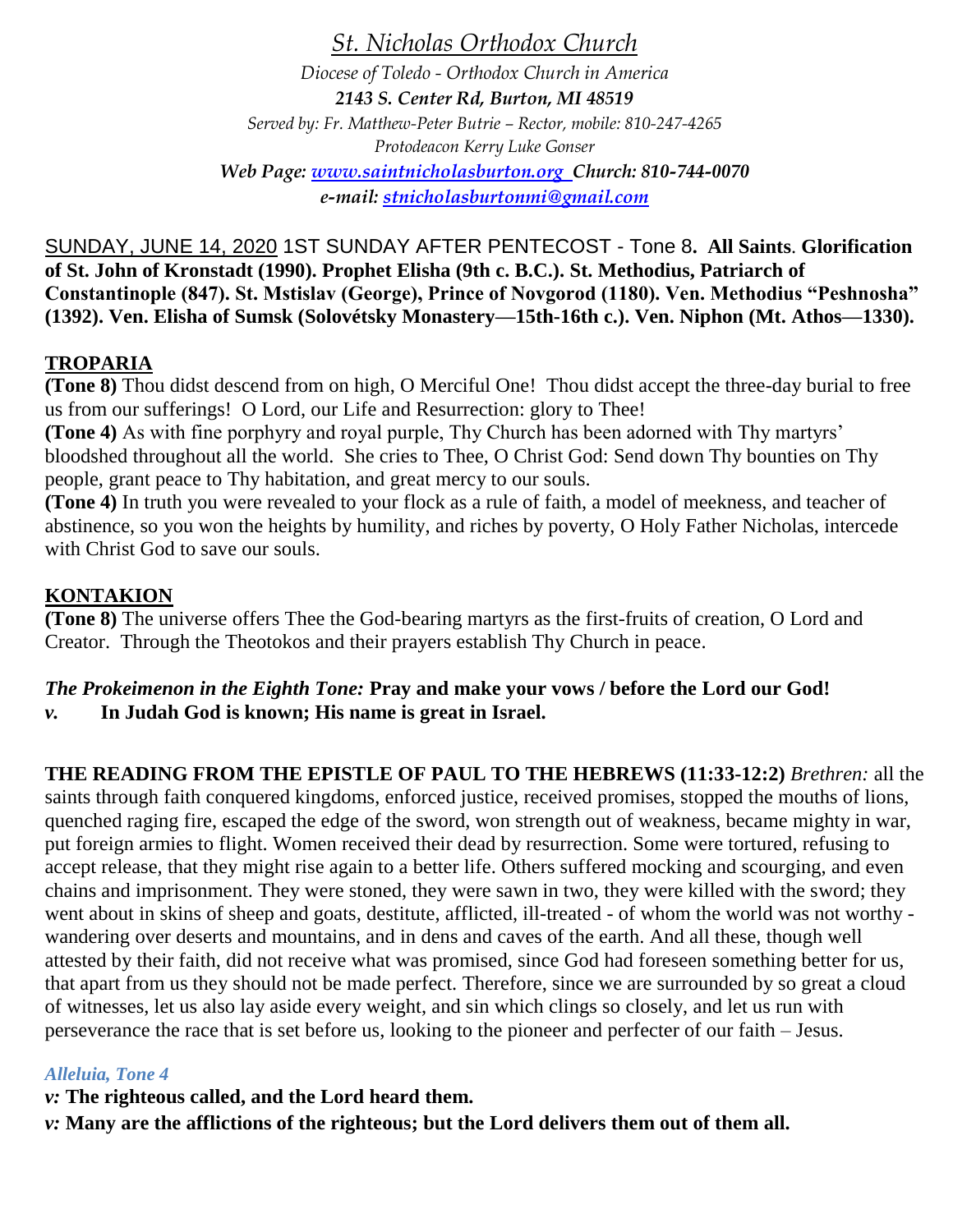# *St. Nicholas Orthodox Church*

*Diocese of Toledo - Orthodox Church in America*

***2143 S. Center Rd, Burton, MI 48519***

*Served by: Fr. Matthew-Peter Butrie – Rector, mobile: 810-247-4265*

*Protodeacon Kerry Luke Gonser*

***Web Page: www.saintnicholasburton.org Church: 810-744-0070***

***e-mail: stnicholasburtonmi@gmail.com***

SUNDAY, JUNE 14, 2020 1ST SUNDAY AFTER PENTECOST - Tone 8**. All Saints**. **Glorification of St. John of Kronstadt (1990). Prophet Elisha (9th c. B.C.). St. Methodius, Patriarch of Constantinople (847). St. Mstislav (George), Prince of Novgorod (1180). Ven. Methodius "Peshnosha" (1392). Ven. Elisha of Sumsk (Solovétsky Monastery—15th-16th c.). Ven. Niphon (Mt. Athos—1330).**

## TROPARIA

**(Tone 8)** Thou didst descend from on high, O Merciful One! Thou didst accept the three-day burial to free us from our sufferings! O Lord, our Life and Resurrection: glory to Thee!

**(Tone 4)** As with fine porphyry and royal purple, Thy Church has been adorned with Thy martyrs' bloodshed throughout all the world. She cries to Thee, O Christ God: Send down Thy bounties on Thy people, grant peace to Thy habitation, and great mercy to our souls.

**(Tone 4)** In truth you were revealed to your flock as a rule of faith, a model of meekness, and teacher of abstinence, so you won the heights by humility, and riches by poverty, O Holy Father Nicholas, intercede with Christ God to save our souls.

## KONTAKION

**(Tone 8)** The universe offers Thee the God-bearing martyrs as the first-fruits of creation, O Lord and Creator. Through the Theotokos and their prayers establish Thy Church in peace.

***The Prokeimenon in the Eighth Tone:*** **Pray and make your vows / before the Lord our God!**

***v.*** **In Judah God is known; His name is great in Israel.**

**THE READING FROM THE EPISTLE OF PAUL TO THE HEBREWS (11:33-12:2)** *Brethren:* all the saints through faith conquered kingdoms, enforced justice, received promises, stopped the mouths of lions, quenched raging fire, escaped the edge of the sword, won strength out of weakness, became mighty in war, put foreign armies to flight. Women received their dead by resurrection. Some were tortured, refusing to accept release, that they might rise again to a better life. Others suffered mocking and scourging, and even chains and imprisonment. They were stoned, they were sawn in two, they were killed with the sword; they went about in skins of sheep and goats, destitute, afflicted, ill-treated - of whom the world was not worthy - wandering over deserts and mountains, and in dens and caves of the earth. And all these, though well attested by their faith, did not receive what was promised, since God had foreseen something better for us, that apart from us they should not be made perfect. Therefore, since we are surrounded by so great a cloud of witnesses, let us also lay aside every weight, and sin which clings so closely, and let us run with perseverance the race that is set before us, looking to the pioneer and perfecter of our faith – Jesus.

***Alleluia, Tone 4***

***v:*** **The righteous called, and the Lord heard them.**

***v:*** **Many are the afflictions of the righteous; but the Lord delivers them out of them all.**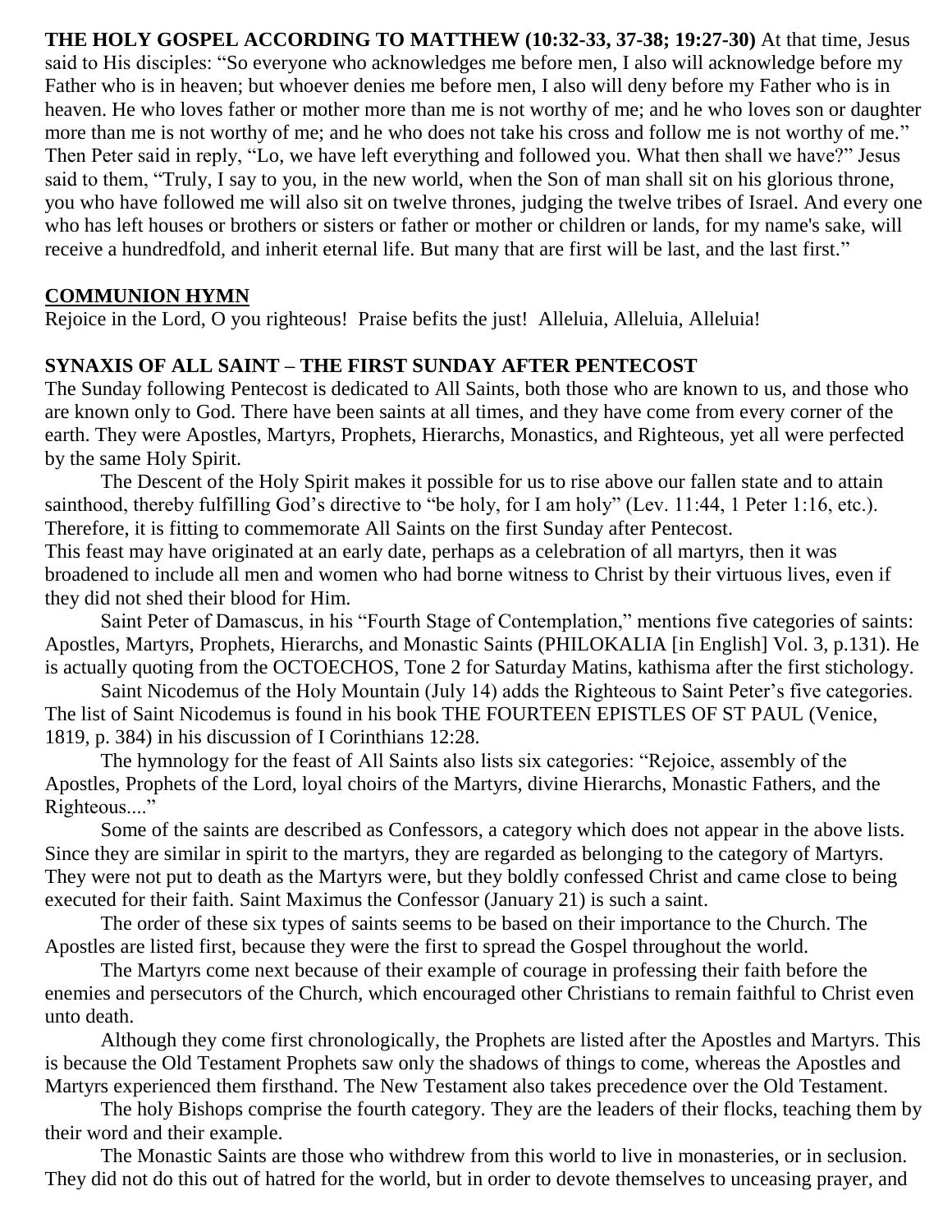**THE HOLY GOSPEL ACCORDING TO MATTHEW (10:32-33, 37-38; 19:27-30)** At that time, Jesus said to His disciples: "So everyone who acknowledges me before men, I also will acknowledge before my Father who is in heaven; but whoever denies me before men, I also will deny before my Father who is in heaven. He who loves father or mother more than me is not worthy of me; and he who loves son or daughter more than me is not worthy of me; and he who does not take his cross and follow me is not worthy of me." Then Peter said in reply, "Lo, we have left everything and followed you. What then shall we have?" Jesus said to them, "Truly, I say to you, in the new world, when the Son of man shall sit on his glorious throne, you who have followed me will also sit on twelve thrones, judging the twelve tribes of Israel. And every one who has left houses or brothers or sisters or father or mother or children or lands, for my name's sake, will receive a hundredfold, and inherit eternal life. But many that are first will be last, and the last first."

## COMMUNION HYMN

Rejoice in the Lord, O you righteous! Praise befits the just! Alleluia, Alleluia, Alleluia!

## SYNAXIS OF ALL SAINT – THE FIRST SUNDAY AFTER PENTECOST

The Sunday following Pentecost is dedicated to All Saints, both those who are known to us, and those who are known only to God. There have been saints at all times, and they have come from every corner of the earth. They were Apostles, Martyrs, Prophets, Hierarchs, Monastics, and Righteous, yet all were perfected by the same Holy Spirit.

The Descent of the Holy Spirit makes it possible for us to rise above our fallen state and to attain sainthood, thereby fulfilling God's directive to "be holy, for I am holy" (Lev. 11:44, 1 Peter 1:16, etc.). Therefore, it is fitting to commemorate All Saints on the first Sunday after Pentecost.

This feast may have originated at an early date, perhaps as a celebration of all martyrs, then it was broadened to include all men and women who had borne witness to Christ by their virtuous lives, even if they did not shed their blood for Him.

Saint Peter of Damascus, in his "Fourth Stage of Contemplation," mentions five categories of saints: Apostles, Martyrs, Prophets, Hierarchs, and Monastic Saints (PHILOKALIA [in English] Vol. 3, p.131). He is actually quoting from the OCTOECHOS, Tone 2 for Saturday Matins, kathisma after the first stichology.

Saint Nicodemus of the Holy Mountain (July 14) adds the Righteous to Saint Peter's five categories. The list of Saint Nicodemus is found in his book THE FOURTEEN EPISTLES OF ST PAUL (Venice, 1819, p. 384) in his discussion of I Corinthians 12:28.

The hymnology for the feast of All Saints also lists six categories: "Rejoice, assembly of the Apostles, Prophets of the Lord, loyal choirs of the Martyrs, divine Hierarchs, Monastic Fathers, and the Righteous...."

Some of the saints are described as Confessors, a category which does not appear in the above lists. Since they are similar in spirit to the martyrs, they are regarded as belonging to the category of Martyrs. They were not put to death as the Martyrs were, but they boldly confessed Christ and came close to being executed for their faith. Saint Maximus the Confessor (January 21) is such a saint.

The order of these six types of saints seems to be based on their importance to the Church. The Apostles are listed first, because they were the first to spread the Gospel throughout the world.

The Martyrs come next because of their example of courage in professing their faith before the enemies and persecutors of the Church, which encouraged other Christians to remain faithful to Christ even unto death.

Although they come first chronologically, the Prophets are listed after the Apostles and Martyrs. This is because the Old Testament Prophets saw only the shadows of things to come, whereas the Apostles and Martyrs experienced them firsthand. The New Testament also takes precedence over the Old Testament.

The holy Bishops comprise the fourth category. They are the leaders of their flocks, teaching them by their word and their example.

The Monastic Saints are those who withdrew from this world to live in monasteries, or in seclusion. They did not do this out of hatred for the world, but in order to devote themselves to unceasing prayer, and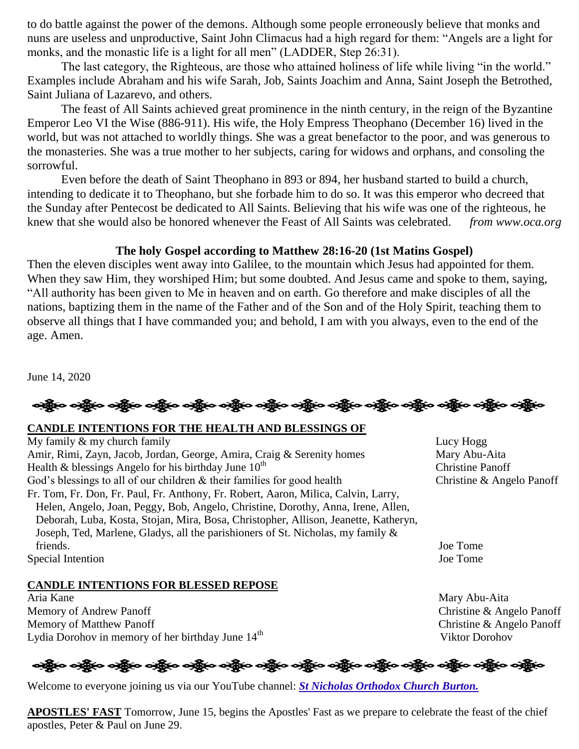to do battle against the power of the demons. Although some people erroneously believe that monks and nuns are useless and unproductive, Saint John Climacus had a high regard for them: "Angels are a light for monks, and the monastic life is a light for all men" (LADDER, Step 26:31).

The last category, the Righteous, are those who attained holiness of life while living "in the world." Examples include Abraham and his wife Sarah, Job, Saints Joachim and Anna, Saint Joseph the Betrothed, Saint Juliana of Lazarevo, and others.

The feast of All Saints achieved great prominence in the ninth century, in the reign of the Byzantine Emperor Leo VI the Wise (886-911). His wife, the Holy Empress Theophano (December 16) lived in the world, but was not attached to worldly things. She was a great benefactor to the poor, and was generous to the monasteries. She was a true mother to her subjects, caring for widows and orphans, and consoling the sorrowful.

Even before the death of Saint Theophano in 893 or 894, her husband started to build a church, intending to dedicate it to Theophano, but she forbade him to do so. It was this emperor who decreed that the Sunday after Pentecost be dedicated to All Saints. Believing that his wife was one of the righteous, he knew that she would also be honored whenever the Feast of All Saints was celebrated. *from www.oca.org*

**The holy Gospel according to Matthew 28:16-20 (1st Matins Gospel)**

Then the eleven disciples went away into Galilee, to the mountain which Jesus had appointed for them. When they saw Him, they worshiped Him; but some doubted. And Jesus came and spoke to them, saying, "All authority has been given to Me in heaven and on earth. Go therefore and make disciples of all the nations, baptizing them in the name of the Father and of the Son and of the Holy Spirit, teaching them to observe all things that I have commanded you; and behold, I am with you always, even to the end of the age. Amen.

June 14, 2020

**CANDLE INTENTIONS FOR THE HEALTH AND BLESSINGS OF**

| | |
|---|---|
| My family & my church family | Lucy Hogg |
| Amir, Rimi, Zayn, Jacob, Jordan, George, Amira, Craig & Serenity homes | Mary Abu-Aita |
| Health & blessings Angelo for his birthday June 10th | Christine Panoff |
| God's blessings to all of our children & their families for good health | Christine & Angelo Panoff |
| Fr. Tom, Fr. Don, Fr. Paul, Fr. Anthony, Fr. Robert, Aaron, Milica, Calvin, Larry, Helen, Angelo, Joan, Peggy, Bob, Angelo, Christine, Dorothy, Anna, Irene, Allen, Deborah, Luba, Kosta, Stojan, Mira, Bosa, Christopher, Allison, Jeanette, Katheryn, Joseph, Ted, Marlene, Gladys, all the parishioners of St. Nicholas, my family & friends. | Joe Tome |
| Special Intention | Joe Tome |

**CANDLE INTENTIONS FOR BLESSED REPOSE**

| | |
|---|---|
| Aria Kane | Mary Abu-Aita |
| Memory of Andrew Panoff | Christine & Angelo Panoff |
| Memory of Matthew Panoff | Christine & Angelo Panoff |
| Lydia Dorohov in memory of her birthday June 14th | Viktor Dorohov |

Welcome to everyone joining us via our YouTube channel: ***St Nicholas Orthodox Church Burton.***

**APOSTLES' FAST** Tomorrow, June 15, begins the Apostles' Fast as we prepare to celebrate the feast of the chief apostles, Peter & Paul on June 29.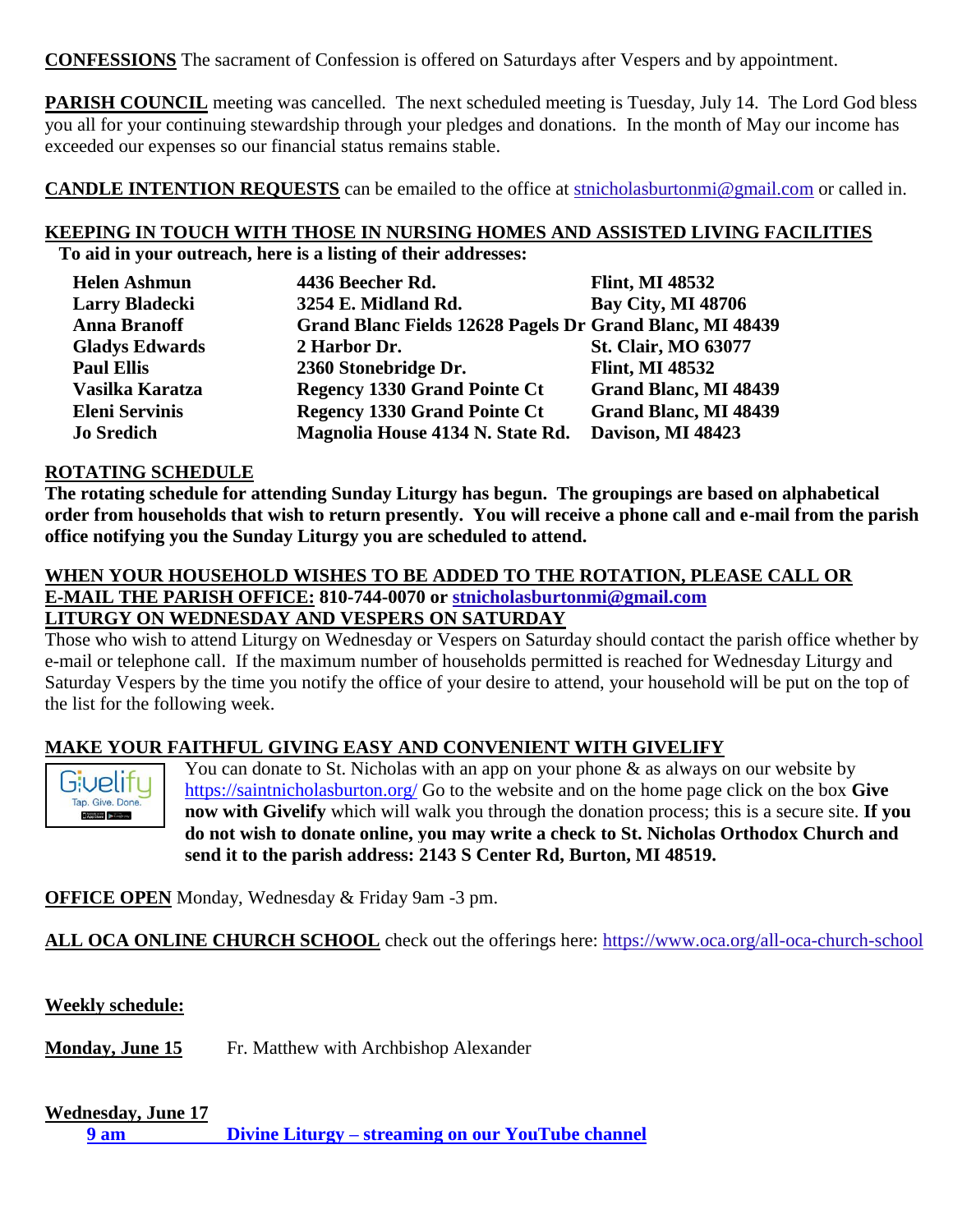**CONFESSIONS** The sacrament of Confession is offered on Saturdays after Vespers and by appointment.

**PARISH COUNCIL** meeting was cancelled. The next scheduled meeting is Tuesday, July 14. The Lord God bless you all for your continuing stewardship through your pledges and donations. In the month of May our income has exceeded our expenses so our financial status remains stable.

**CANDLE INTENTION REQUESTS** can be emailed to the office at stnicholasburtonmi@gmail.com or called in.

**KEEPING IN TOUCH WITH THOSE IN NURSING HOMES AND ASSISTED LIVING FACILITIES**
**To aid in your outreach, here is a listing of their addresses:**

| | | |
|---|---|---|
| **Helen Ashmun** | **4436 Beecher Rd.** | **Flint, MI 48532** |
| **Larry Bladecki** | **3254 E. Midland Rd.** | **Bay City, MI 48706** |
| **Anna Branoff** | **Grand Blanc Fields 12628 Pagels Dr** | **Grand Blanc, MI 48439** |
| **Gladys Edwards** | **2 Harbor Dr.** | **St. Clair, MO 63077** |
| **Paul Ellis** | **2360 Stonebridge Dr.** | **Flint, MI 48532** |
| **Vasilka Karatza** | **Regency 1330 Grand Pointe Ct** | **Grand Blanc, MI 48439** |
| **Eleni Servinis** | **Regency 1330 Grand Pointe Ct** | **Grand Blanc, MI 48439** |
| **Jo Sredich** | **Magnolia House 4134 N. State Rd.** | **Davison, MI 48423** |

**ROTATING SCHEDULE**
**The rotating schedule for attending Sunday Liturgy has begun. The groupings are based on alphabetical order from households that wish to return presently. You will receive a phone call and e-mail from the parish office notifying you the Sunday Liturgy you are scheduled to attend.**

**WHEN YOUR HOUSEHOLD WISHES TO BE ADDED TO THE ROTATION, PLEASE CALL OR E-MAIL THE PARISH OFFICE: 810-744-0070 or stnicholasburtonmi@gmail.com**
**LITURGY ON WEDNESDAY AND VESPERS ON SATURDAY**
Those who wish to attend Liturgy on Wednesday or Vespers on Saturday should contact the parish office whether by e-mail or telephone call. If the maximum number of households permitted is reached for Wednesday Liturgy and Saturday Vespers by the time you notify the office of your desire to attend, your household will be put on the top of the list for the following week.

**MAKE YOUR FAITHFUL GIVING EASY AND CONVENIENT WITH GIVELIFY**
You can donate to St. Nicholas with an app on your phone & as always on our website by https://saintnicholasburton.org/ Go to the website and on the home page click on the box **Give now with Givelify** which will walk you through the donation process; this is a secure site. **If you do not wish to donate online, you may write a check to St. Nicholas Orthodox Church and send it to the parish address: 2143 S Center Rd, Burton, MI 48519.**

**OFFICE OPEN** Monday, Wednesday & Friday 9am -3 pm.

**ALL OCA ONLINE CHURCH SCHOOL** check out the offerings here: https://www.oca.org/all-oca-church-school

**Weekly schedule:**

**Monday, June 15** Fr. Matthew with Archbishop Alexander

**Wednesday, June 17**
**9 am** **Divine Liturgy – streaming on our YouTube channel**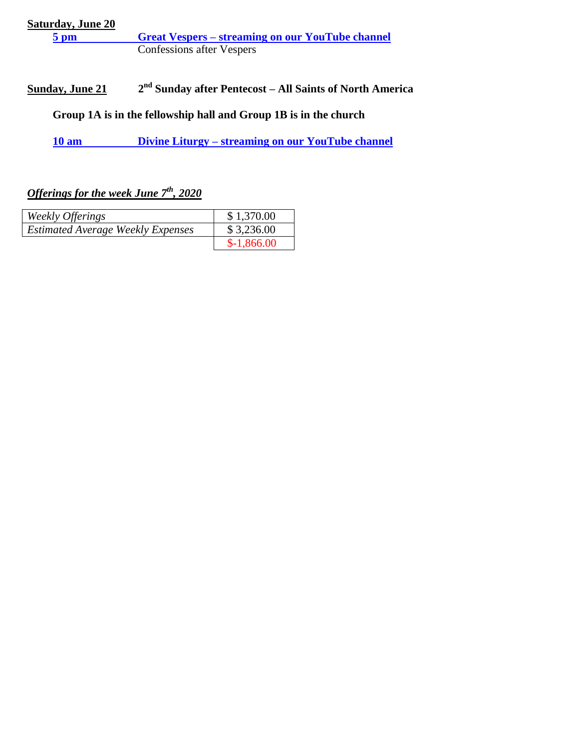**Saturday, June 20**

**5 pm Great Vespers – streaming on our YouTube channel**

Confessions after Vespers

**Sunday, June 21** **2nd Sunday after Pentecost – All Saints of North America**

**Group 1A is in the fellowship hall and Group 1B is in the church**

**10 am Divine Liturgy – streaming on our YouTube channel**

***Offerings for the week June 7th, 2020***

| | |
|---|---|
| *Weekly Offerings* | $ 1,370.00 |
| *Estimated Average Weekly Expenses* | $ 3,236.00 |
| | $-1,866.00 |